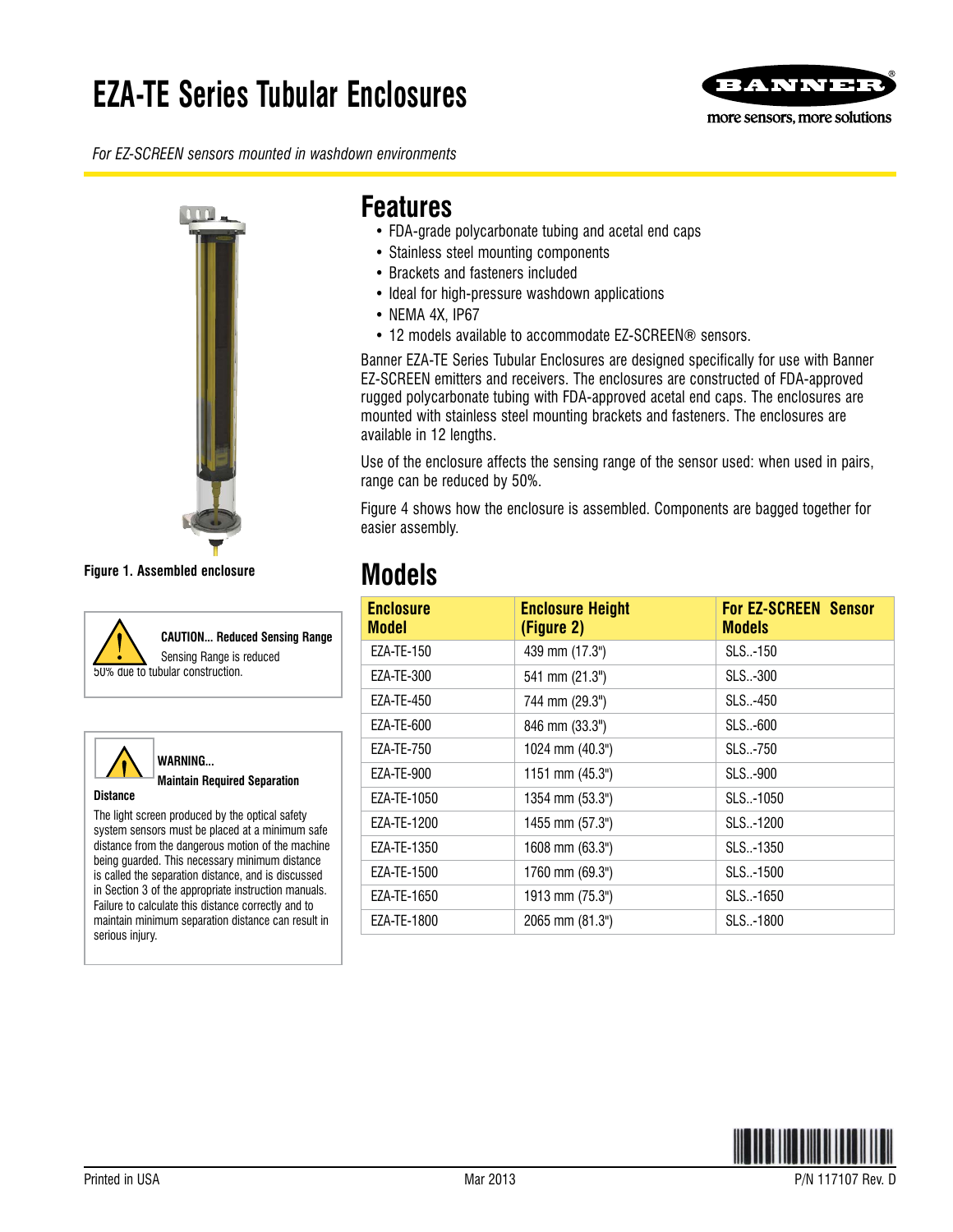# EZA-TE Series Tubular Enclosures

*For EZ-SCREEN sensors mounted in washdown environments*

Figure 1. Assembled enclosure

**CAUTION... Reduced Sensing Range**

Sensing Range is reduced 50% due to tubular construction.

**WARNING... Maintain Required Separation Distance**

The light screen produced by the optical safety system sensors must be placed at a minimum safe distance from the dangerous motion of the machine being guarded. This necessary minimum distance is called the separation distance, and is discussed in Section 3 of the appropriate instruction manuals. Failure to calculate this distance correctly and to maintain minimum separation distance can result in serious injury.

## Features

- FDA-grade polycarbonate tubing and acetal end caps
- Stainless steel mounting components
- Brackets and fasteners included
- Ideal for high-pressure washdown applications
- NEMA 4X, IP67
- 12 models available to accommodate EZ-SCREEN® sensors.

Banner EZA-TE Series Tubular Enclosures are designed specifically for use with Banner EZ-SCREEN emitters and receivers. The enclosures are constructed of FDA-approved rugged polycarbonate tubing with FDA-approved acetal end caps. The enclosures are mounted with stainless steel mounting brackets and fasteners. The enclosures are available in 12 lengths.

Use of the enclosure affects the sensing range of the sensor used: when used in pairs, range can be reduced by 50%.

Figure 4 shows how the enclosure is assembled. Components are bagged together for easier assembly.

## Models

| Enclosure Model | Enclosure Height (Figure 2) | For EZ-SCREEN Sensor Models |
|---|---|---|
| EZA-TE-150 | 439 mm (17.3") | SLS..-150 |
| EZA-TE-300 | 541 mm (21.3") | SLS..-300 |
| EZA-TE-450 | 744 mm (29.3") | SLS..-450 |
| EZA-TE-600 | 846 mm (33.3") | SLS..-600 |
| EZA-TE-750 | 1024 mm (40.3") | SLS..-750 |
| EZA-TE-900 | 1151 mm (45.3") | SLS..-900 |
| EZA-TE-1050 | 1354 mm (53.3") | SLS..-1050 |
| EZA-TE-1200 | 1455 mm (57.3") | SLS..-1200 |
| EZA-TE-1350 | 1608 mm (63.3") | SLS..-1350 |
| EZA-TE-1500 | 1760 mm (69.3") | SLS..-1500 |
| EZA-TE-1650 | 1913 mm (75.3") | SLS..-1650 |
| EZA-TE-1800 | 2065 mm (81.3") | SLS..-1800 |

Printed in USA | Mar 2013 | P/N 117107 Rev. D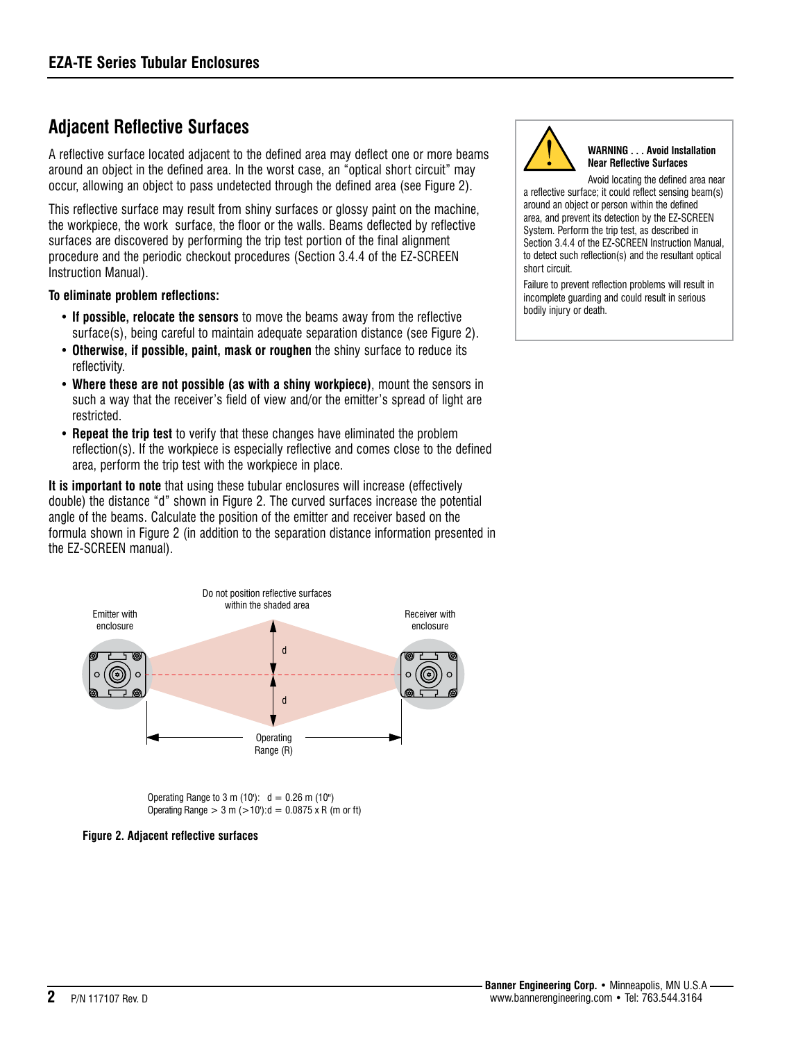## Adjacent Reflective Surfaces

A reflective surface located adjacent to the defined area may deflect one or more beams around an object in the defined area. In the worst case, an "optical short circuit" may occur, allowing an object to pass undetected through the defined area (see Figure 2).

This reflective surface may result from shiny surfaces or glossy paint on the machine, the workpiece, the work surface, the floor or the walls. Beams deflected by reflective surfaces are discovered by performing the trip test portion of the final alignment procedure and the periodic checkout procedures (Section 3.4.4 of the EZ-SCREEN Instruction Manual).

**To eliminate problem reflections:**

- **If possible, relocate the sensors** to move the beams away from the reflective surface(s), being careful to maintain adequate separation distance (see Figure 2).
- **Otherwise, if possible, paint, mask or roughen** the shiny surface to reduce its reflectivity.
- **Where these are not possible (as with a shiny workpiece)**, mount the sensors in such a way that the receiver's field of view and/or the emitter's spread of light are restricted.
- **Repeat the trip test** to verify that these changes have eliminated the problem reflection(s). If the workpiece is especially reflective and comes close to the defined area, perform the trip test with the workpiece in place.

**It is important to note** that using these tubular enclosures will increase (effectively double) the distance "d" shown in Figure 2. The curved surfaces increase the potential angle of the beams. Calculate the position of the emitter and receiver based on the formula shown in Figure 2 (in addition to the separation distance information presented in the EZ-SCREEN manual).

**WARNING . . . Avoid Installation Near Reflective Surfaces**

Avoid locating the defined area near a reflective surface; it could reflect sensing beam(s) around an object or person within the defined area, and prevent its detection by the EZ-SCREEN System. Perform the trip test, as described in Section 3.4.4 of the EZ-SCREEN Instruction Manual, to detect such reflection(s) and the resultant optical short circuit.

Failure to prevent reflection problems will result in incomplete guarding and could result in serious bodily injury or death.

Do not position reflective surfaces within the shaded area

Emitter with enclosure

Receiver with enclosure

d

d

Operating Range (R)

Operating Range to 3 m (10'): d = 0.26 m (10")
Operating Range > 3 m (>10'): d = 0.0875 x R (m or ft)

**Figure 2. Adjacent reflective surfaces**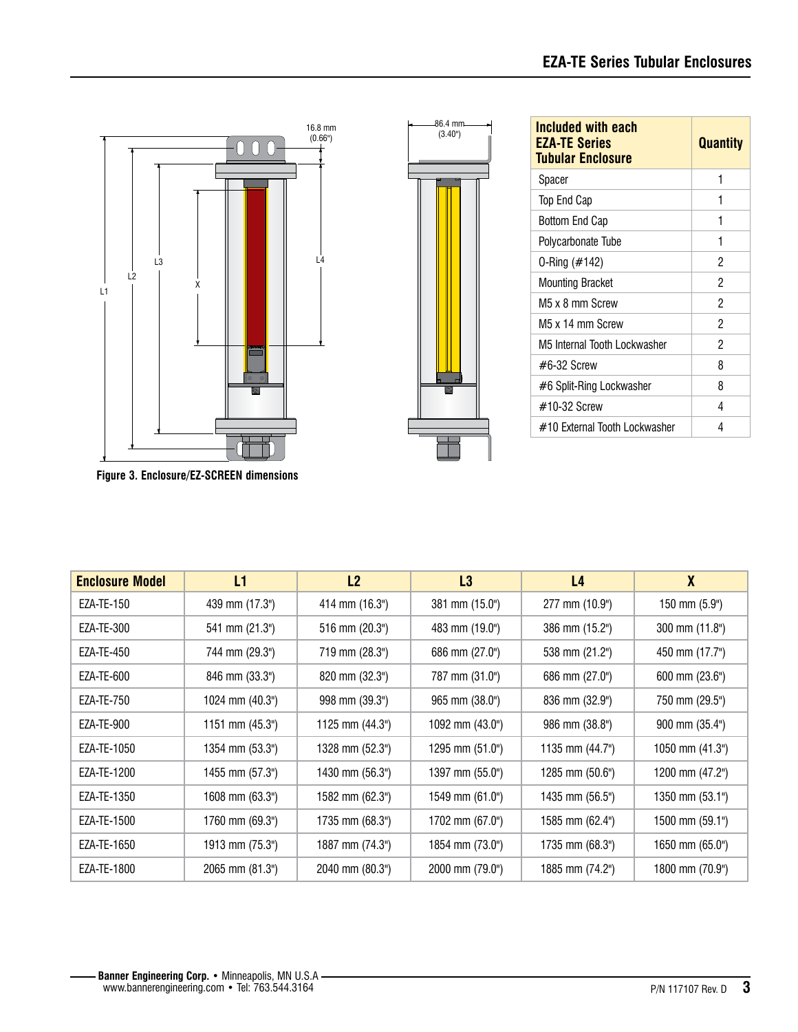16.8 mm (0.66")

86.4 mm (3.40")

L1 L2 L3 X L4

Figure 3. Enclosure/EZ-SCREEN dimensions

| Included with each EZA-TE Series Tubular Enclosure | Quantity |
|---|---|
| Spacer | 1 |
| Top End Cap | 1 |
| Bottom End Cap | 1 |
| Polycarbonate Tube | 1 |
| O-Ring (#142) | 2 |
| Mounting Bracket | 2 |
| M5 x 8 mm Screw | 2 |
| M5 x 14 mm Screw | 2 |
| M5 Internal Tooth Lockwasher | 2 |
| #6-32 Screw | 8 |
| #6 Split-Ring Lockwasher | 8 |
| #10-32 Screw | 4 |
| #10 External Tooth Lockwasher | 4 |

| Enclosure Model | L1 | L2 | L3 | L4 | X |
|---|---|---|---|---|---|
| EZA-TE-150 | 439 mm (17.3") | 414 mm (16.3") | 381 mm (15.0") | 277 mm (10.9") | 150 mm (5.9") |
| EZA-TE-300 | 541 mm (21.3") | 516 mm (20.3") | 483 mm (19.0") | 386 mm (15.2") | 300 mm (11.8") |
| EZA-TE-450 | 744 mm (29.3") | 719 mm (28.3") | 686 mm (27.0") | 538 mm (21.2") | 450 mm (17.7") |
| EZA-TE-600 | 846 mm (33.3") | 820 mm (32.3") | 787 mm (31.0") | 686 mm (27.0") | 600 mm (23.6") |
| EZA-TE-750 | 1024 mm (40.3") | 998 mm (39.3") | 965 mm (38.0") | 836 mm (32.9") | 750 mm (29.5") |
| EZA-TE-900 | 1151 mm (45.3") | 1125 mm (44.3") | 1092 mm (43.0") | 986 mm (38.8") | 900 mm (35.4") |
| EZA-TE-1050 | 1354 mm (53.3") | 1328 mm (52.3") | 1295 mm (51.0") | 1135 mm (44.7") | 1050 mm (41.3") |
| EZA-TE-1200 | 1455 mm (57.3") | 1430 mm (56.3") | 1397 mm (55.0") | 1285 mm (50.6") | 1200 mm (47.2") |
| EZA-TE-1350 | 1608 mm (63.3") | 1582 mm (62.3") | 1549 mm (61.0") | 1435 mm (56.5") | 1350 mm (53.1") |
| EZA-TE-1500 | 1760 mm (69.3") | 1735 mm (68.3") | 1702 mm (67.0") | 1585 mm (62.4") | 1500 mm (59.1") |
| EZA-TE-1650 | 1913 mm (75.3") | 1887 mm (74.3") | 1854 mm (73.0") | 1735 mm (68.3") | 1650 mm (65.0") |
| EZA-TE-1800 | 2065 mm (81.3") | 2040 mm (80.3") | 2000 mm (79.0") | 1885 mm (74.2") | 1800 mm (70.9") |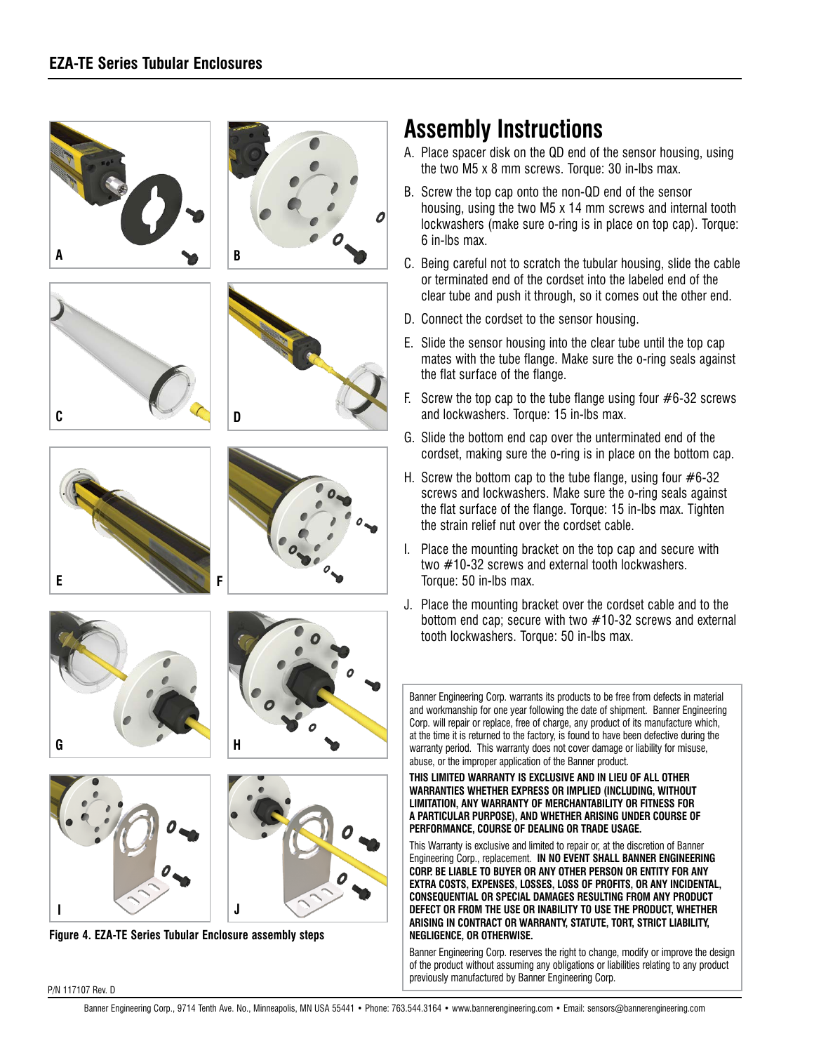## Assembly Instructions

A. Place spacer disk on the QD end of the sensor housing, using the two M5 x 8 mm screws. Torque: 30 in-lbs max.

B. Screw the top cap onto the non-QD end of the sensor housing, using the two M5 x 14 mm screws and internal tooth lockwashers (make sure o-ring is in place on top cap). Torque: 6 in-lbs max.

C. Being careful not to scratch the tubular housing, slide the cable or terminated end of the cordset into the labeled end of the clear tube and push it through, so it comes out the other end.

D. Connect the cordset to the sensor housing.

E. Slide the sensor housing into the clear tube until the top cap mates with the tube flange. Make sure the o-ring seals against the flat surface of the flange.

F. Screw the top cap to the tube flange using four #6-32 screws and lockwashers. Torque: 15 in-lbs max.

G. Slide the bottom end cap over the unterminated end of the cordset, making sure the o-ring is in place on the bottom cap.

H. Screw the bottom cap to the tube flange, using four #6-32 screws and lockwashers. Make sure the o-ring seals against the flat surface of the flange. Torque: 15 in-lbs max. Tighten the strain relief nut over the cordset cable.

I. Place the mounting bracket on the top cap and secure with two #10-32 screws and external tooth lockwashers. Torque: 50 in-lbs max.

J. Place the mounting bracket over the cordset cable and to the bottom end cap; secure with two #10-32 screws and external tooth lockwashers. Torque: 50 in-lbs max.

A
B
C
D
E
F
G
H
I
J

**Figure 4. EZA-TE Series Tubular Enclosure assembly steps**

Banner Engineering Corp. warrants its products to be free from defects in material and workmanship for one year following the date of shipment. Banner Engineering Corp. will repair or replace, free of charge, any product of its manufacture which, at the time it is returned to the factory, is found to have been defective during the warranty period. This warranty does not cover damage or liability for misuse, abuse, or the improper application of the Banner product.

**THIS LIMITED WARRANTY IS EXCLUSIVE AND IN LIEU OF ALL OTHER WARRANTIES WHETHER EXPRESS OR IMPLIED (INCLUDING, WITHOUT LIMITATION, ANY WARRANTY OF MERCHANTABILITY OR FITNESS FOR A PARTICULAR PURPOSE), AND WHETHER ARISING UNDER COURSE OF PERFORMANCE, COURSE OF DEALING OR TRADE USAGE.**

This Warranty is exclusive and limited to repair or, at the discretion of Banner Engineering Corp., replacement. **IN NO EVENT SHALL BANNER ENGINEERING CORP. BE LIABLE TO BUYER OR ANY OTHER PERSON OR ENTITY FOR ANY EXTRA COSTS, EXPENSES, LOSSES, LOSS OF PROFITS, OR ANY INCIDENTAL, CONSEQUENTIAL OR SPECIAL DAMAGES RESULTING FROM ANY PRODUCT DEFECT OR FROM THE USE OR INABILITY TO USE THE PRODUCT, WHETHER ARISING IN CONTRACT OR WARRANTY, STATUTE, TORT, STRICT LIABILITY, NEGLIGENCE, OR OTHERWISE.**

Banner Engineering Corp. reserves the right to change, modify or improve the design of the product without assuming any obligations or liabilities relating to any product previously manufactured by Banner Engineering Corp.

P/N 117107 Rev. D

Banner Engineering Corp., 9714 Tenth Ave. No., Minneapolis, MN USA 55441 • Phone: 763.544.3164 • www.bannerengineering.com • Email: sensors@bannerengineering.com